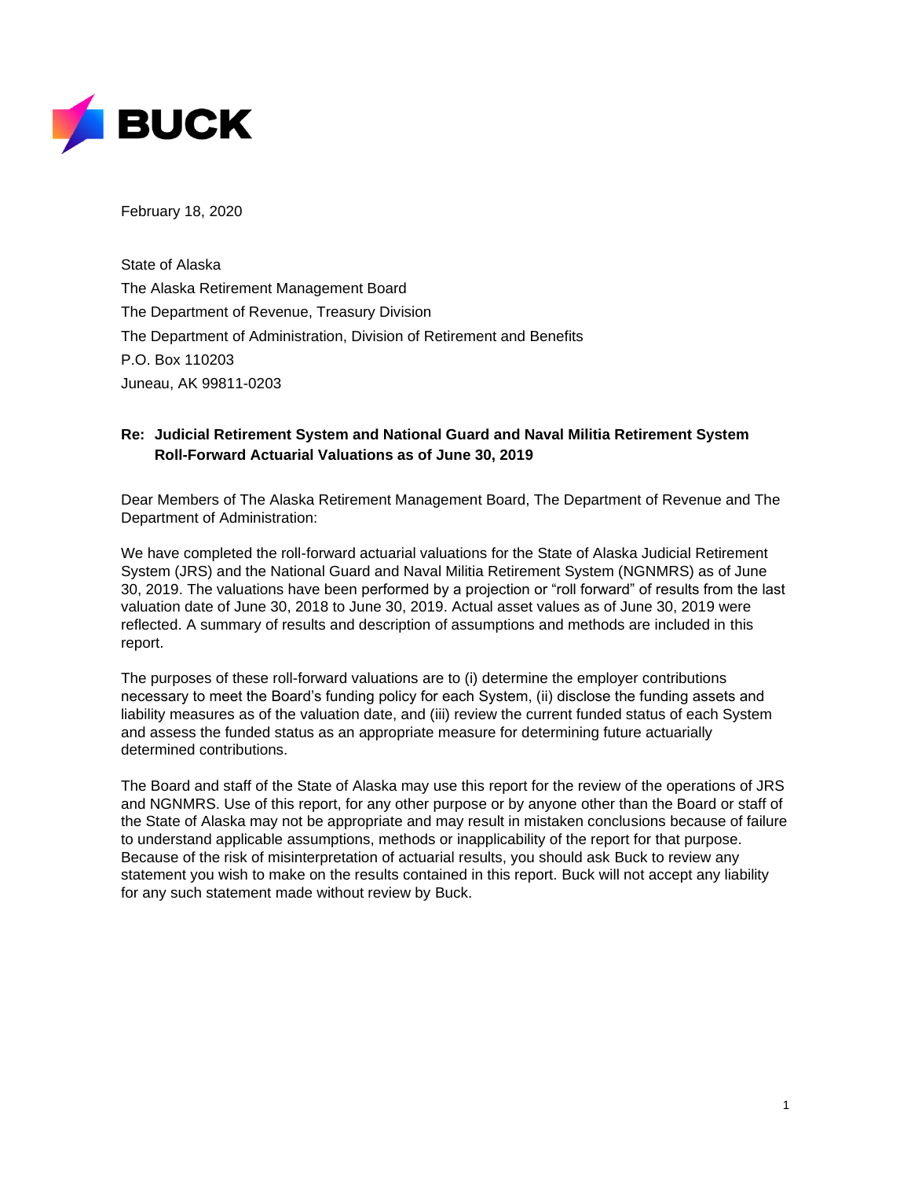**BUCK**

February 18, 2020

State of Alaska
The Alaska Retirement Management Board
The Department of Revenue, Treasury Division
The Department of Administration, Division of Retirement and Benefits
P.O. Box 110203
Juneau, AK 99811-0203

**Re: Judicial Retirement System and National Guard and Naval Militia Retirement System Roll-Forward Actuarial Valuations as of June 30, 2019**

Dear Members of The Alaska Retirement Management Board, The Department of Revenue and The Department of Administration:

We have completed the roll-forward actuarial valuations for the State of Alaska Judicial Retirement System (JRS) and the National Guard and Naval Militia Retirement System (NGNMRS) as of June 30, 2019. The valuations have been performed by a projection or "roll forward" of results from the last valuation date of June 30, 2018 to June 30, 2019. Actual asset values as of June 30, 2019 were reflected. A summary of results and description of assumptions and methods are included in this report.

The purposes of these roll-forward valuations are to (i) determine the employer contributions necessary to meet the Board's funding policy for each System, (ii) disclose the funding assets and liability measures as of the valuation date, and (iii) review the current funded status of each System and assess the funded status as an appropriate measure for determining future actuarially determined contributions.

The Board and staff of the State of Alaska may use this report for the review of the operations of JRS and NGNMRS. Use of this report, for any other purpose or by anyone other than the Board or staff of the State of Alaska may not be appropriate and may result in mistaken conclusions because of failure to understand applicable assumptions, methods or inapplicability of the report for that purpose. Because of the risk of misinterpretation of actuarial results, you should ask Buck to review any statement you wish to make on the results contained in this report. Buck will not accept any liability for any such statement made without review by Buck.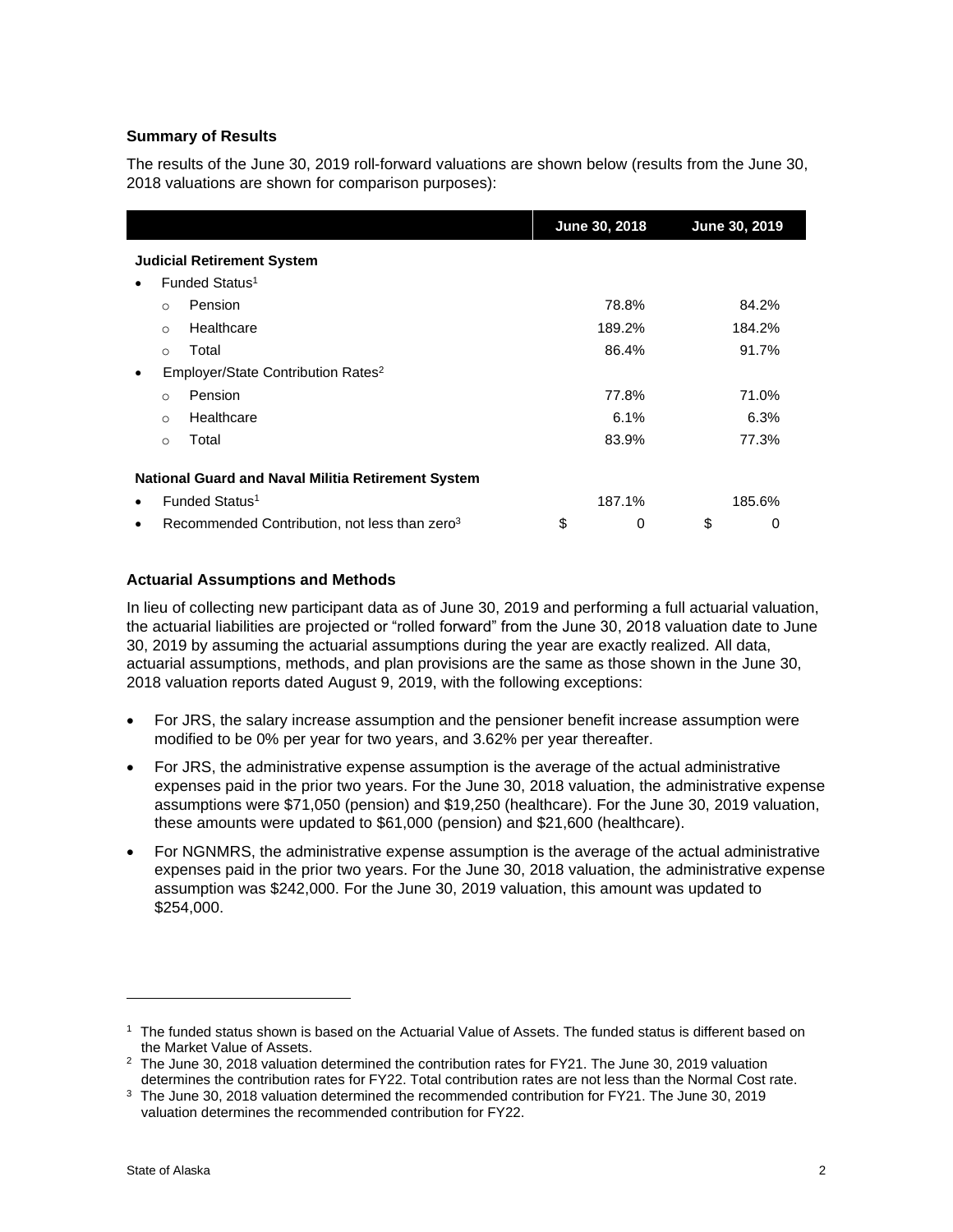### Summary of Results

The results of the June 30, 2019 roll-forward valuations are shown below (results from the June 30, 2018 valuations are shown for comparison purposes):

| | June 30, 2018 | June 30, 2019 |
|---|---|---|
| **Judicial Retirement System** | | |
| • Funded Status[1] | | |
| ○ Pension | 78.8% | 84.2% |
| ○ Healthcare | 189.2% | 184.2% |
| ○ Total | 86.4% | 91.7% |
| • Employer/State Contribution Rates[2] | | |
| ○ Pension | 77.8% | 71.0% |
| ○ Healthcare | 6.1% | 6.3% |
| ○ Total | 83.9% | 77.3% |
| **National Guard and Naval Militia Retirement System** | | |
| • Funded Status[1] | 187.1% | 185.6% |
| • Recommended Contribution, not less than zero[3] | $ 0 | $ 0 |

### Actuarial Assumptions and Methods

In lieu of collecting new participant data as of June 30, 2019 and performing a full actuarial valuation, the actuarial liabilities are projected or "rolled forward" from the June 30, 2018 valuation date to June 30, 2019 by assuming the actuarial assumptions during the year are exactly realized. All data, actuarial assumptions, methods, and plan provisions are the same as those shown in the June 30, 2018 valuation reports dated August 9, 2019, with the following exceptions:

- For JRS, the salary increase assumption and the pensioner benefit increase assumption were modified to be 0% per year for two years, and 3.62% per year thereafter.
- For JRS, the administrative expense assumption is the average of the actual administrative expenses paid in the prior two years. For the June 30, 2018 valuation, the administrative expense assumptions were $71,050 (pension) and $19,250 (healthcare). For the June 30, 2019 valuation, these amounts were updated to $61,000 (pension) and $21,600 (healthcare).
- For NGNMRS, the administrative expense assumption is the average of the actual administrative expenses paid in the prior two years. For the June 30, 2018 valuation, the administrative expense assumption was $242,000. For the June 30, 2019 valuation, this amount was updated to $254,000.

---

[1] The funded status shown is based on the Actuarial Value of Assets. The funded status is different based on the Market Value of Assets.

[2] The June 30, 2018 valuation determined the contribution rates for FY21. The June 30, 2019 valuation determines the contribution rates for FY22. Total contribution rates are not less than the Normal Cost rate.

[3] The June 30, 2018 valuation determined the recommended contribution for FY21. The June 30, 2019 valuation determines the recommended contribution for FY22.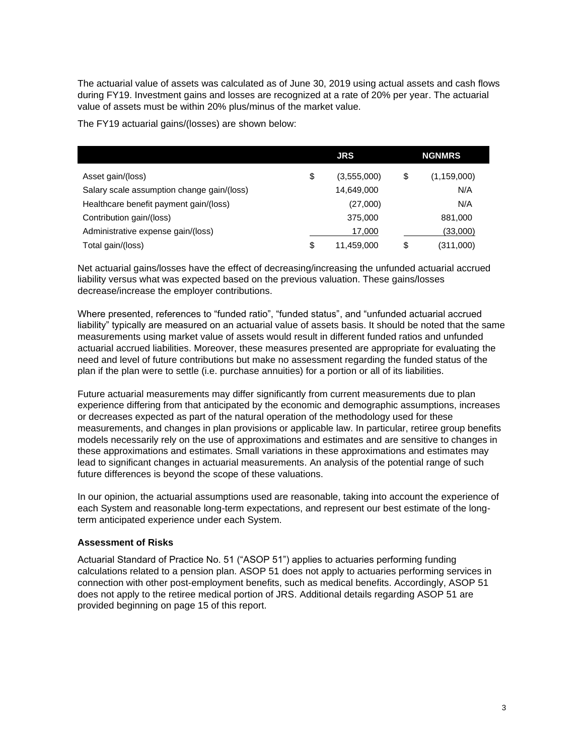The actuarial value of assets was calculated as of June 30, 2019 using actual assets and cash flows during FY19. Investment gains and losses are recognized at a rate of 20% per year. The actuarial value of assets must be within 20% plus/minus of the market value.

The FY19 actuarial gains/(losses) are shown below:

| | JRS | NGNMRS |
|---|---|---|
| Asset gain/(loss) | $ (3,555,000) | $ (1,159,000) |
| Salary scale assumption change gain/(loss) | 14,649,000 | N/A |
| Healthcare benefit payment gain/(loss) | (27,000) | N/A |
| Contribution gain/(loss) | 375,000 | 881,000 |
| Administrative expense gain/(loss) | 17,000 | (33,000) |
| Total gain/(loss) | $ 11,459,000 | $ (311,000) |

Net actuarial gains/losses have the effect of decreasing/increasing the unfunded actuarial accrued liability versus what was expected based on the previous valuation. These gains/losses decrease/increase the employer contributions.

Where presented, references to "funded ratio", "funded status", and "unfunded actuarial accrued liability" typically are measured on an actuarial value of assets basis. It should be noted that the same measurements using market value of assets would result in different funded ratios and unfunded actuarial accrued liabilities. Moreover, these measures presented are appropriate for evaluating the need and level of future contributions but make no assessment regarding the funded status of the plan if the plan were to settle (i.e. purchase annuities) for a portion or all of its liabilities.

Future actuarial measurements may differ significantly from current measurements due to plan experience differing from that anticipated by the economic and demographic assumptions, increases or decreases expected as part of the natural operation of the methodology used for these measurements, and changes in plan provisions or applicable law. In particular, retiree group benefits models necessarily rely on the use of approximations and estimates and are sensitive to changes in these approximations and estimates. Small variations in these approximations and estimates may lead to significant changes in actuarial measurements. An analysis of the potential range of such future differences is beyond the scope of these valuations.

In our opinion, the actuarial assumptions used are reasonable, taking into account the experience of each System and reasonable long-term expectations, and represent our best estimate of the long-term anticipated experience under each System.

**Assessment of Risks**

Actuarial Standard of Practice No. 51 ("ASOP 51") applies to actuaries performing funding calculations related to a pension plan. ASOP 51 does not apply to actuaries performing services in connection with other post-employment benefits, such as medical benefits. Accordingly, ASOP 51 does not apply to the retiree medical portion of JRS. Additional details regarding ASOP 51 are provided beginning on page 15 of this report.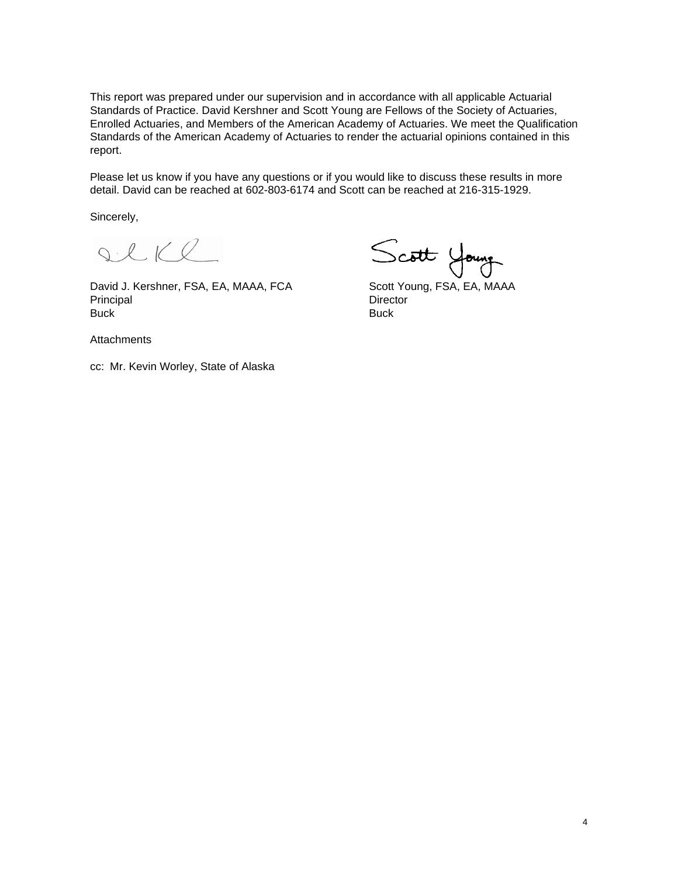This report was prepared under our supervision and in accordance with all applicable Actuarial Standards of Practice. David Kershner and Scott Young are Fellows of the Society of Actuaries, Enrolled Actuaries, and Members of the American Academy of Actuaries. We meet the Qualification Standards of the American Academy of Actuaries to render the actuarial opinions contained in this report.

Please let us know if you have any questions or if you would like to discuss these results in more detail. David can be reached at 602-803-6174 and Scott can be reached at 216-315-1929.

Sincerely,

David J. Kershner, FSA, EA, MAAA, FCA
Principal
Buck

Scott Young, FSA, EA, MAAA
Director
Buck

Attachments

cc: Mr. Kevin Worley, State of Alaska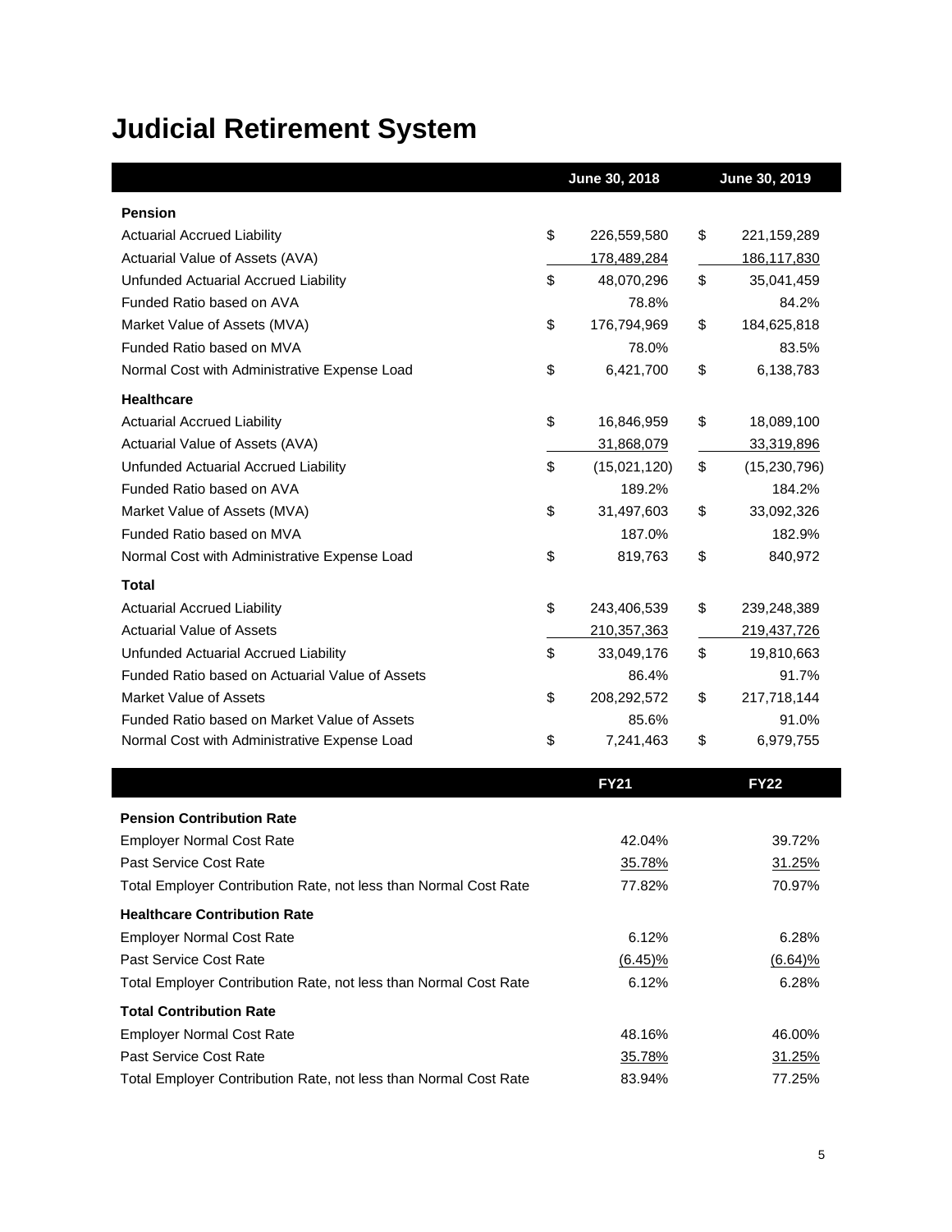# Judicial Retirement System

| | June 30, 2018 | June 30, 2019 |
|---|---|---|
| **Pension** | | |
| Actuarial Accrued Liability | $ 226,559,580 | $ 221,159,289 |
| Actuarial Value of Assets (AVA) | 178,489,284 | 186,117,830 |
| Unfunded Actuarial Accrued Liability | $ 48,070,296 | $ 35,041,459 |
| Funded Ratio based on AVA | 78.8% | 84.2% |
| Market Value of Assets (MVA) | $ 176,794,969 | $ 184,625,818 |
| Funded Ratio based on MVA | 78.0% | 83.5% |
| Normal Cost with Administrative Expense Load | $ 6,421,700 | $ 6,138,783 |
| **Healthcare** | | |
| Actuarial Accrued Liability | $ 16,846,959 | $ 18,089,100 |
| Actuarial Value of Assets (AVA) | 31,868,079 | 33,319,896 |
| Unfunded Actuarial Accrued Liability | $ (15,021,120) | $ (15,230,796) |
| Funded Ratio based on AVA | 189.2% | 184.2% |
| Market Value of Assets (MVA) | $ 31,497,603 | $ 33,092,326 |
| Funded Ratio based on MVA | 187.0% | 182.9% |
| Normal Cost with Administrative Expense Load | $ 819,763 | $ 840,972 |
| **Total** | | |
| Actuarial Accrued Liability | $ 243,406,539 | $ 239,248,389 |
| Actuarial Value of Assets | 210,357,363 | 219,437,726 |
| Unfunded Actuarial Accrued Liability | $ 33,049,176 | $ 19,810,663 |
| Funded Ratio based on Actuarial Value of Assets | 86.4% | 91.7% |
| Market Value of Assets | $ 208,292,572 | $ 217,718,144 |
| Funded Ratio based on Market Value of Assets | 85.6% | 91.0% |
| Normal Cost with Administrative Expense Load | $ 7,241,463 | $ 6,979,755 |

| | FY21 | FY22 |
|---|---|---|
| **Pension Contribution Rate** | | |
| Employer Normal Cost Rate | 42.04% | 39.72% |
| Past Service Cost Rate | 35.78% | 31.25% |
| Total Employer Contribution Rate, not less than Normal Cost Rate | 77.82% | 70.97% |
| **Healthcare Contribution Rate** | | |
| Employer Normal Cost Rate | 6.12% | 6.28% |
| Past Service Cost Rate | (6.45)% | (6.64)% |
| Total Employer Contribution Rate, not less than Normal Cost Rate | 6.12% | 6.28% |
| **Total Contribution Rate** | | |
| Employer Normal Cost Rate | 48.16% | 46.00% |
| Past Service Cost Rate | 35.78% | 31.25% |
| Total Employer Contribution Rate, not less than Normal Cost Rate | 83.94% | 77.25% |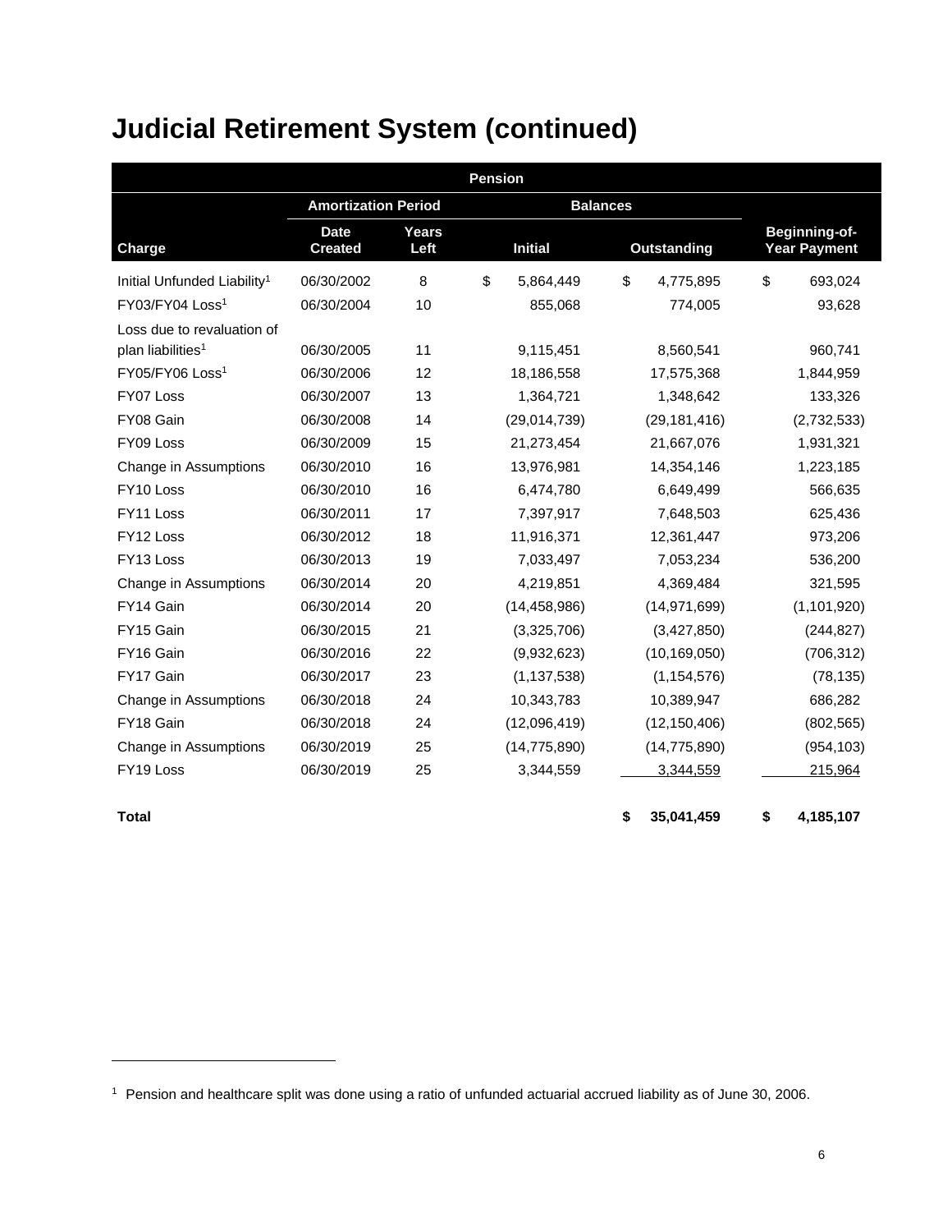# Judicial Retirement System (continued)

| Pension | | | | | |
|---|---|---|---|---|---|
| | Amortization Period | | Balances | | |
| Charge | Date Created | Years Left | Initial | Outstanding | Beginning-of-Year Payment |
| Initial Unfunded Liability[1] | 06/30/2002 | 8 | $ 5,864,449 | $ 4,775,895 | $ 693,024 |
| FY03/FY04 Loss[1] | 06/30/2004 | 10 | 855,068 | 774,005 | 93,628 |
| Loss due to revaluation of plan liabilities[1] | 06/30/2005 | 11 | 9,115,451 | 8,560,541 | 960,741 |
| FY05/FY06 Loss[1] | 06/30/2006 | 12 | 18,186,558 | 17,575,368 | 1,844,959 |
| FY07 Loss | 06/30/2007 | 13 | 1,364,721 | 1,348,642 | 133,326 |
| FY08 Gain | 06/30/2008 | 14 | (29,014,739) | (29,181,416) | (2,732,533) |
| FY09 Loss | 06/30/2009 | 15 | 21,273,454 | 21,667,076 | 1,931,321 |
| Change in Assumptions | 06/30/2010 | 16 | 13,976,981 | 14,354,146 | 1,223,185 |
| FY10 Loss | 06/30/2010 | 16 | 6,474,780 | 6,649,499 | 566,635 |
| FY11 Loss | 06/30/2011 | 17 | 7,397,917 | 7,648,503 | 625,436 |
| FY12 Loss | 06/30/2012 | 18 | 11,916,371 | 12,361,447 | 973,206 |
| FY13 Loss | 06/30/2013 | 19 | 7,033,497 | 7,053,234 | 536,200 |
| Change in Assumptions | 06/30/2014 | 20 | 4,219,851 | 4,369,484 | 321,595 |
| FY14 Gain | 06/30/2014 | 20 | (14,458,986) | (14,971,699) | (1,101,920) |
| FY15 Gain | 06/30/2015 | 21 | (3,325,706) | (3,427,850) | (244,827) |
| FY16 Gain | 06/30/2016 | 22 | (9,932,623) | (10,169,050) | (706,312) |
| FY17 Gain | 06/30/2017 | 23 | (1,137,538) | (1,154,576) | (78,135) |
| Change in Assumptions | 06/30/2018 | 24 | 10,343,783 | 10,389,947 | 686,282 |
| FY18 Gain | 06/30/2018 | 24 | (12,096,419) | (12,150,406) | (802,565) |
| Change in Assumptions | 06/30/2019 | 25 | (14,775,890) | (14,775,890) | (954,103) |
| FY19 Loss | 06/30/2019 | 25 | 3,344,559 | 3,344,559 | 215,964 |
| **Total** | | | | **$ 35,041,459** | **$ 4,185,107** |

[1] Pension and healthcare split was done using a ratio of unfunded actuarial accrued liability as of June 30, 2006.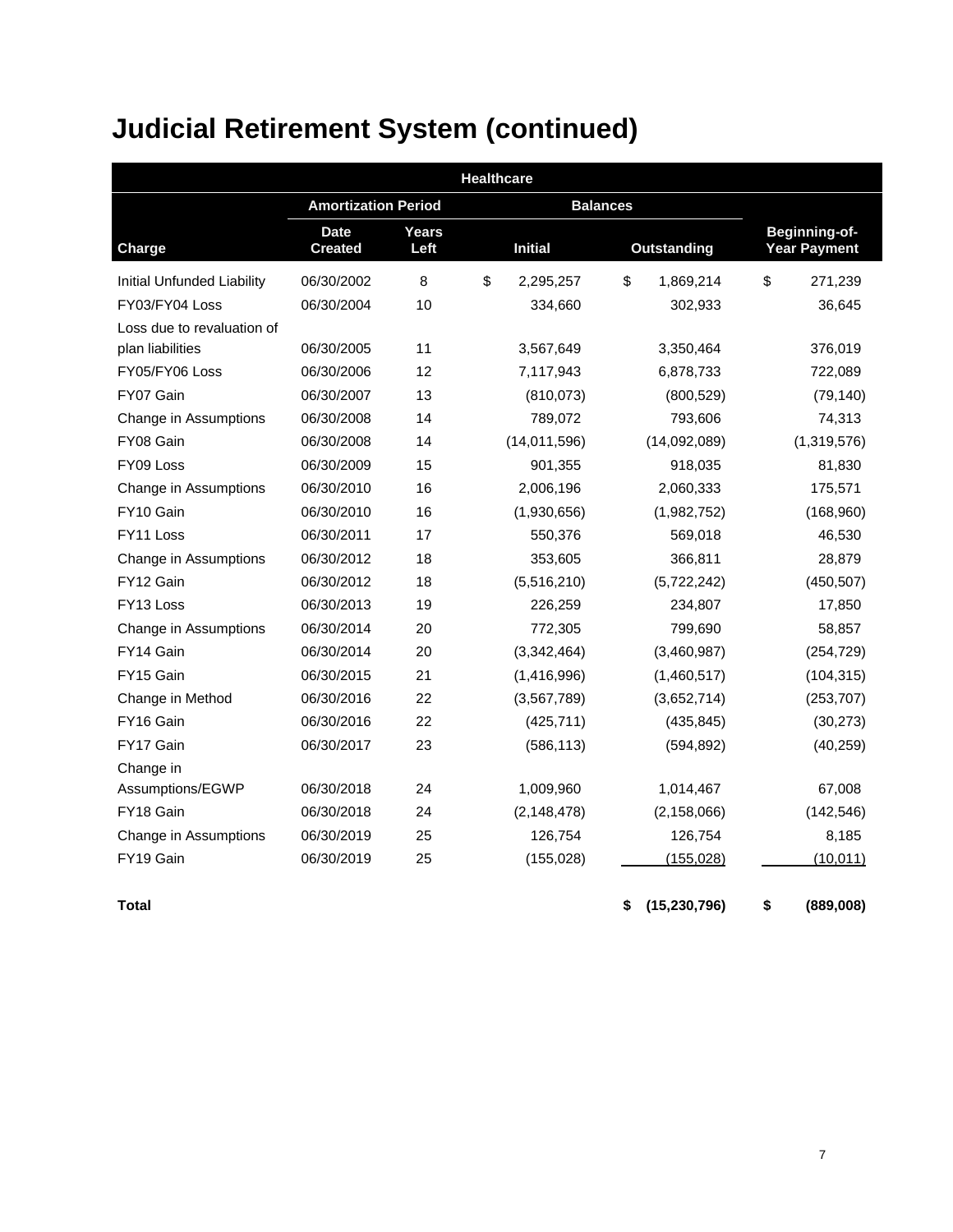# Judicial Retirement System (continued)

| Healthcare | | | | | |
|---|---|---|---|---|---|
| | Amortization Period | | Balances | | |
| Charge | Date Created | Years Left | Initial | Outstanding | Beginning-of-Year Payment |
| Initial Unfunded Liability | 06/30/2002 | 8 | $ 2,295,257 | $ 1,869,214 | $ 271,239 |
| FY03/FY04 Loss | 06/30/2004 | 10 | 334,660 | 302,933 | 36,645 |
| Loss due to revaluation of plan liabilities | 06/30/2005 | 11 | 3,567,649 | 3,350,464 | 376,019 |
| FY05/FY06 Loss | 06/30/2006 | 12 | 7,117,943 | 6,878,733 | 722,089 |
| FY07 Gain | 06/30/2007 | 13 | (810,073) | (800,529) | (79,140) |
| Change in Assumptions | 06/30/2008 | 14 | 789,072 | 793,606 | 74,313 |
| FY08 Gain | 06/30/2008 | 14 | (14,011,596) | (14,092,089) | (1,319,576) |
| FY09 Loss | 06/30/2009 | 15 | 901,355 | 918,035 | 81,830 |
| Change in Assumptions | 06/30/2010 | 16 | 2,006,196 | 2,060,333 | 175,571 |
| FY10 Gain | 06/30/2010 | 16 | (1,930,656) | (1,982,752) | (168,960) |
| FY11 Loss | 06/30/2011 | 17 | 550,376 | 569,018 | 46,530 |
| Change in Assumptions | 06/30/2012 | 18 | 353,605 | 366,811 | 28,879 |
| FY12 Gain | 06/30/2012 | 18 | (5,516,210) | (5,722,242) | (450,507) |
| FY13 Loss | 06/30/2013 | 19 | 226,259 | 234,807 | 17,850 |
| Change in Assumptions | 06/30/2014 | 20 | 772,305 | 799,690 | 58,857 |
| FY14 Gain | 06/30/2014 | 20 | (3,342,464) | (3,460,987) | (254,729) |
| FY15 Gain | 06/30/2015 | 21 | (1,416,996) | (1,460,517) | (104,315) |
| Change in Method | 06/30/2016 | 22 | (3,567,789) | (3,652,714) | (253,707) |
| FY16 Gain | 06/30/2016 | 22 | (425,711) | (435,845) | (30,273) |
| FY17 Gain | 06/30/2017 | 23 | (586,113) | (594,892) | (40,259) |
| Change in Assumptions/EGWP | 06/30/2018 | 24 | 1,009,960 | 1,014,467 | 67,008 |
| FY18 Gain | 06/30/2018 | 24 | (2,148,478) | (2,158,066) | (142,546) |
| Change in Assumptions | 06/30/2019 | 25 | 126,754 | 126,754 | 8,185 |
| FY19 Gain | 06/30/2019 | 25 | (155,028) | (155,028) | (10,011) |
| **Total** | | | | **$ (15,230,796)** | **$ (889,008)** |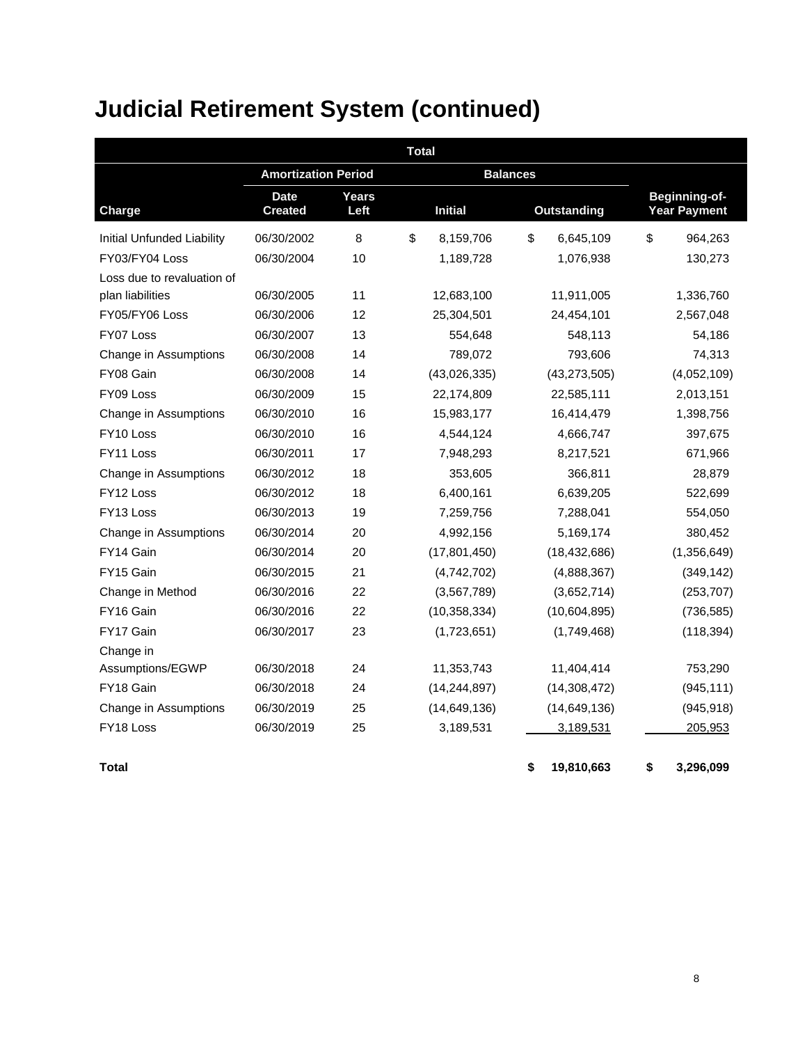# Judicial Retirement System (continued)

| Total | | | | | |
|---|---|---|---|---|---|
| | Amortization Period | | Balances | | |
| Charge | Date Created | Years Left | Initial | Outstanding | Beginning-of-Year Payment |
| Initial Unfunded Liability | 06/30/2002 | 8 | $ 8,159,706 | $ 6,645,109 | $ 964,263 |
| FY03/FY04 Loss | 06/30/2004 | 10 | 1,189,728 | 1,076,938 | 130,273 |
| Loss due to revaluation of plan liabilities | 06/30/2005 | 11 | 12,683,100 | 11,911,005 | 1,336,760 |
| FY05/FY06 Loss | 06/30/2006 | 12 | 25,304,501 | 24,454,101 | 2,567,048 |
| FY07 Loss | 06/30/2007 | 13 | 554,648 | 548,113 | 54,186 |
| Change in Assumptions | 06/30/2008 | 14 | 789,072 | 793,606 | 74,313 |
| FY08 Gain | 06/30/2008 | 14 | (43,026,335) | (43,273,505) | (4,052,109) |
| FY09 Loss | 06/30/2009 | 15 | 22,174,809 | 22,585,111 | 2,013,151 |
| Change in Assumptions | 06/30/2010 | 16 | 15,983,177 | 16,414,479 | 1,398,756 |
| FY10 Loss | 06/30/2010 | 16 | 4,544,124 | 4,666,747 | 397,675 |
| FY11 Loss | 06/30/2011 | 17 | 7,948,293 | 8,217,521 | 671,966 |
| Change in Assumptions | 06/30/2012 | 18 | 353,605 | 366,811 | 28,879 |
| FY12 Loss | 06/30/2012 | 18 | 6,400,161 | 6,639,205 | 522,699 |
| FY13 Loss | 06/30/2013 | 19 | 7,259,756 | 7,288,041 | 554,050 |
| Change in Assumptions | 06/30/2014 | 20 | 4,992,156 | 5,169,174 | 380,452 |
| FY14 Gain | 06/30/2014 | 20 | (17,801,450) | (18,432,686) | (1,356,649) |
| FY15 Gain | 06/30/2015 | 21 | (4,742,702) | (4,888,367) | (349,142) |
| Change in Method | 06/30/2016 | 22 | (3,567,789) | (3,652,714) | (253,707) |
| FY16 Gain | 06/30/2016 | 22 | (10,358,334) | (10,604,895) | (736,585) |
| FY17 Gain | 06/30/2017 | 23 | (1,723,651) | (1,749,468) | (118,394) |
| Change in Assumptions/EGWP | 06/30/2018 | 24 | 11,353,743 | 11,404,414 | 753,290 |
| FY18 Gain | 06/30/2018 | 24 | (14,244,897) | (14,308,472) | (945,111) |
| Change in Assumptions | 06/30/2019 | 25 | (14,649,136) | (14,649,136) | (945,918) |
| FY18 Loss | 06/30/2019 | 25 | 3,189,531 | 3,189,531 | 205,953 |
| **Total** | | | | **$ 19,810,663** | **$ 3,296,099** |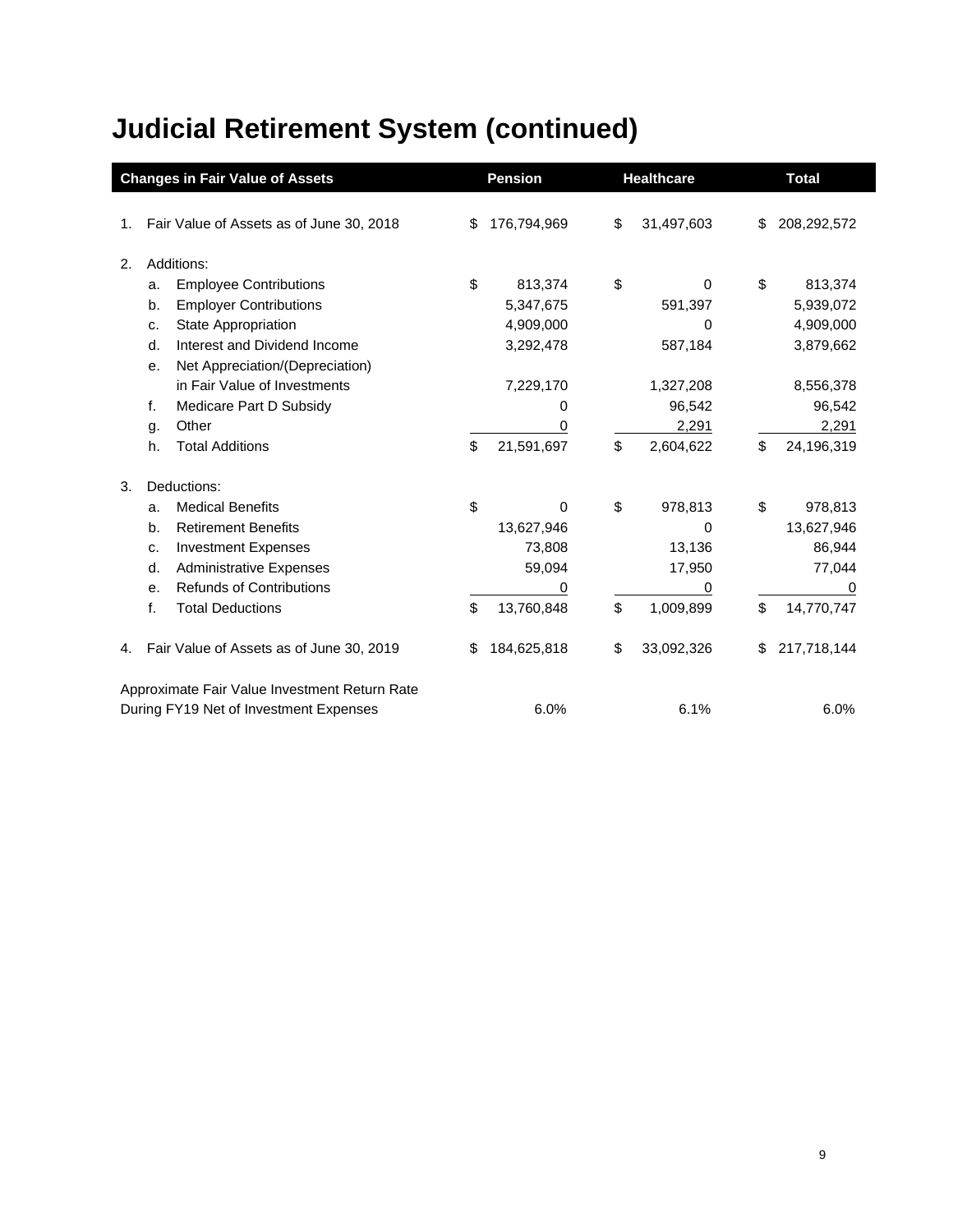# Judicial Retirement System (continued)

| Changes in Fair Value of Assets | | Pension | Healthcare | Total |
|---|---|---|---|---|
| 1. | Fair Value of Assets as of June 30, 2018 | $ 176,794,969 | $ 31,497,603 | $ 208,292,572 |
| 2. | Additions: | | | |
| | a. Employee Contributions | $ 813,374 | $ 0 | $ 813,374 |
| | b. Employer Contributions | 5,347,675 | 591,397 | 5,939,072 |
| | c. State Appropriation | 4,909,000 | 0 | 4,909,000 |
| | d. Interest and Dividend Income | 3,292,478 | 587,184 | 3,879,662 |
| | e. Net Appreciation/(Depreciation) in Fair Value of Investments | 7,229,170 | 1,327,208 | 8,556,378 |
| | f. Medicare Part D Subsidy | 0 | 96,542 | 96,542 |
| | g. Other | 0 | 2,291 | 2,291 |
| | h. Total Additions | $ 21,591,697 | $ 2,604,622 | $ 24,196,319 |
| 3. | Deductions: | | | |
| | a. Medical Benefits | $ 0 | $ 978,813 | $ 978,813 |
| | b. Retirement Benefits | 13,627,946 | 0 | 13,627,946 |
| | c. Investment Expenses | 73,808 | 13,136 | 86,944 |
| | d. Administrative Expenses | 59,094 | 17,950 | 77,044 |
| | e. Refunds of Contributions | 0 | 0 | 0 |
| | f. Total Deductions | $ 13,760,848 | $ 1,009,899 | $ 14,770,747 |
| 4. | Fair Value of Assets as of June 30, 2019 | $ 184,625,818 | $ 33,092,326 | $ 217,718,144 |
| | Approximate Fair Value Investment Return Rate During FY19 Net of Investment Expenses | 6.0% | 6.1% | 6.0% |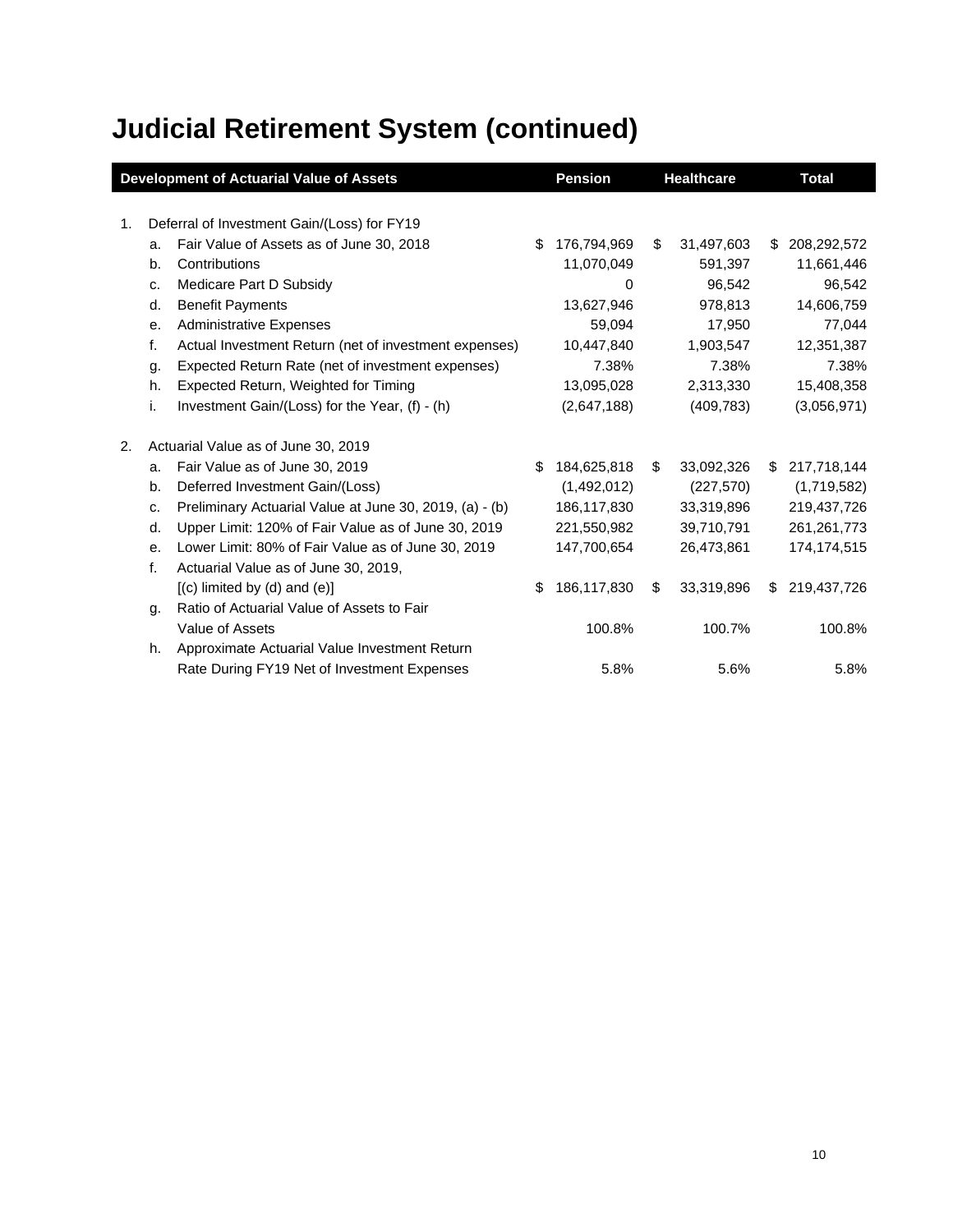# Judicial Retirement System (continued)

| Development of Actuarial Value of Assets | | Pension | Healthcare | Total |
|---|---|---|---|---|
| 1. | Deferral of Investment Gain/(Loss) for FY19 | | | |
| a. | Fair Value of Assets as of June 30, 2018 | $ 176,794,969 | $ 31,497,603 | $ 208,292,572 |
| b. | Contributions | 11,070,049 | 591,397 | 11,661,446 |
| c. | Medicare Part D Subsidy | 0 | 96,542 | 96,542 |
| d. | Benefit Payments | 13,627,946 | 978,813 | 14,606,759 |
| e. | Administrative Expenses | 59,094 | 17,950 | 77,044 |
| f. | Actual Investment Return (net of investment expenses) | 10,447,840 | 1,903,547 | 12,351,387 |
| g. | Expected Return Rate (net of investment expenses) | 7.38% | 7.38% | 7.38% |
| h. | Expected Return, Weighted for Timing | 13,095,028 | 2,313,330 | 15,408,358 |
| i. | Investment Gain/(Loss) for the Year, (f) - (h) | (2,647,188) | (409,783) | (3,056,971) |
| 2. | Actuarial Value as of June 30, 2019 | | | |
| a. | Fair Value as of June 30, 2019 | $ 184,625,818 | $ 33,092,326 | $ 217,718,144 |
| b. | Deferred Investment Gain/(Loss) | (1,492,012) | (227,570) | (1,719,582) |
| c. | Preliminary Actuarial Value at June 30, 2019, (a) - (b) | 186,117,830 | 33,319,896 | 219,437,726 |
| d. | Upper Limit: 120% of Fair Value as of June 30, 2019 | 221,550,982 | 39,710,791 | 261,261,773 |
| e. | Lower Limit: 80% of Fair Value as of June 30, 2019 | 147,700,654 | 26,473,861 | 174,174,515 |
| f. | Actuarial Value as of June 30, 2019, [(c) limited by (d) and (e)] | $ 186,117,830 | $ 33,319,896 | $ 219,437,726 |
| g. | Ratio of Actuarial Value of Assets to Fair Value of Assets | 100.8% | 100.7% | 100.8% |
| h. | Approximate Actuarial Value Investment Return Rate During FY19 Net of Investment Expenses | 5.8% | 5.6% | 5.8% |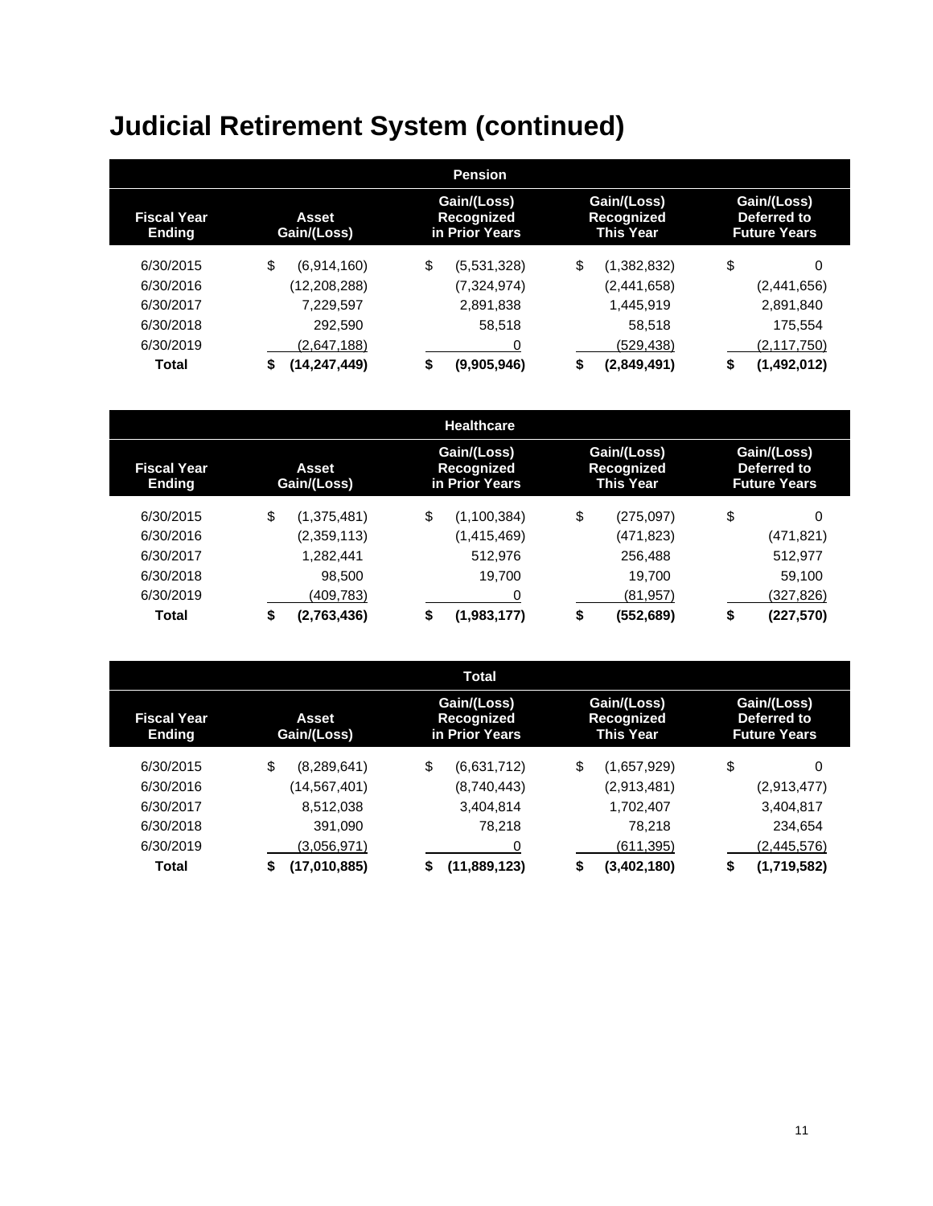# Judicial Retirement System (continued)

| Pension | | | | |
|---|---|---|---|---|
| Fiscal Year Ending | Asset Gain/(Loss) | Gain/(Loss) Recognized in Prior Years | Gain/(Loss) Recognized This Year | Gain/(Loss) Deferred to Future Years |
| 6/30/2015 | $ (6,914,160) | $ (5,531,328) | $ (1,382,832) | $ 0 |
| 6/30/2016 | (12,208,288) | (7,324,974) | (2,441,658) | (2,441,656) |
| 6/30/2017 | 7,229,597 | 2,891,838 | 1,445,919 | 2,891,840 |
| 6/30/2018 | 292,590 | 58,518 | 58,518 | 175,554 |
| 6/30/2019 | (2,647,188) | 0 | (529,438) | (2,117,750) |
| **Total** | **$ (14,247,449)** | **$ (9,905,946)** | **$ (2,849,491)** | **$ (1,492,012)** |

| Healthcare | | | | |
|---|---|---|---|---|
| Fiscal Year Ending | Asset Gain/(Loss) | Gain/(Loss) Recognized in Prior Years | Gain/(Loss) Recognized This Year | Gain/(Loss) Deferred to Future Years |
| 6/30/2015 | $ (1,375,481) | $ (1,100,384) | $ (275,097) | $ 0 |
| 6/30/2016 | (2,359,113) | (1,415,469) | (471,823) | (471,821) |
| 6/30/2017 | 1,282,441 | 512,976 | 256,488 | 512,977 |
| 6/30/2018 | 98,500 | 19,700 | 19,700 | 59,100 |
| 6/30/2019 | (409,783) | 0 | (81,957) | (327,826) |
| **Total** | **$ (2,763,436)** | **$ (1,983,177)** | **$ (552,689)** | **$ (227,570)** |

| Total | | | | |
|---|---|---|---|---|
| Fiscal Year Ending | Asset Gain/(Loss) | Gain/(Loss) Recognized in Prior Years | Gain/(Loss) Recognized This Year | Gain/(Loss) Deferred to Future Years |
| 6/30/2015 | $ (8,289,641) | $ (6,631,712) | $ (1,657,929) | $ 0 |
| 6/30/2016 | (14,567,401) | (8,740,443) | (2,913,481) | (2,913,477) |
| 6/30/2017 | 8,512,038 | 3,404,814 | 1,702,407 | 3,404,817 |
| 6/30/2018 | 391,090 | 78,218 | 78,218 | 234,654 |
| 6/30/2019 | (3,056,971) | 0 | (611,395) | (2,445,576) |
| **Total** | **$ (17,010,885)** | **$ (11,889,123)** | **$ (3,402,180)** | **$ (1,719,582)** |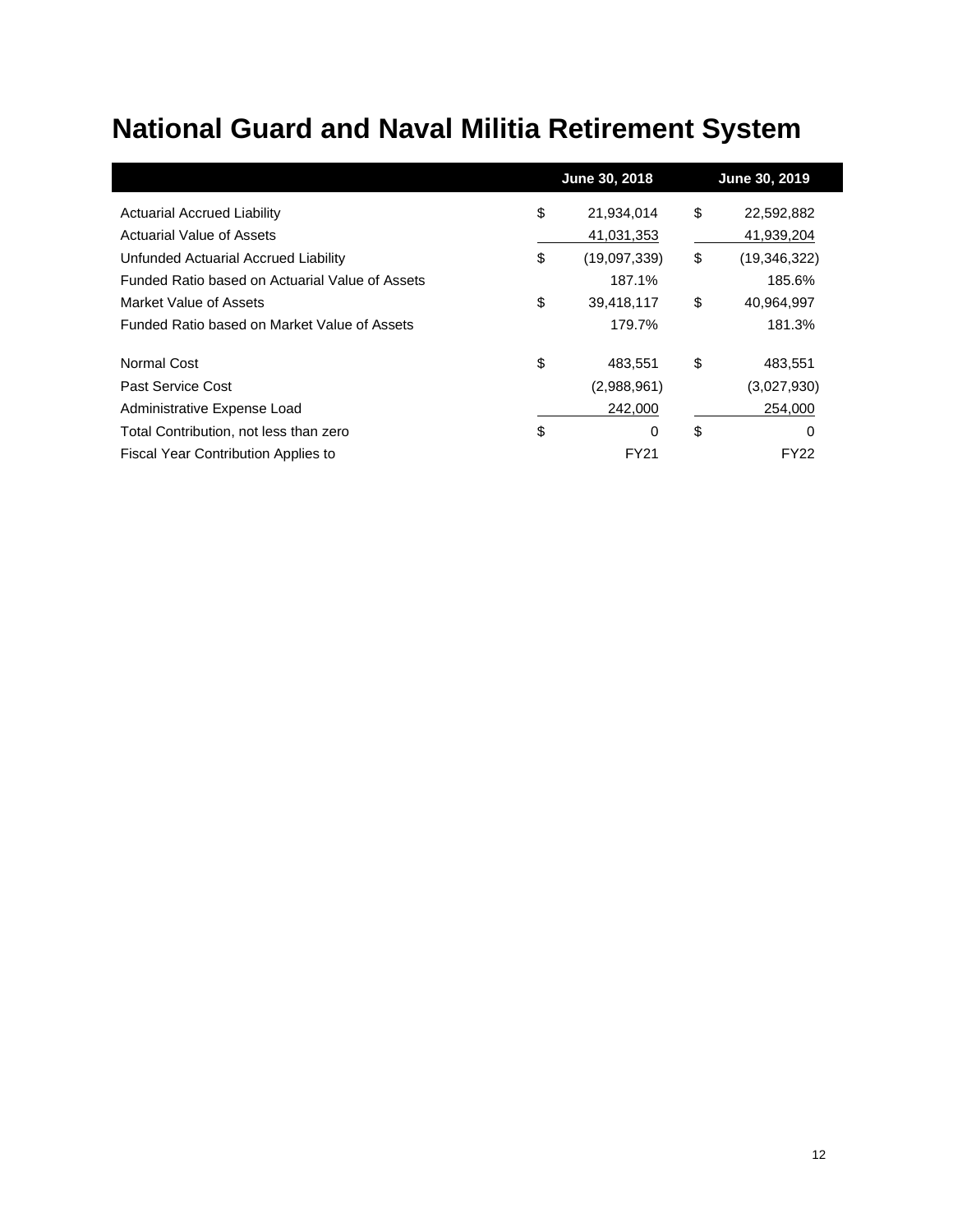# National Guard and Naval Militia Retirement System

| | June 30, 2018 | June 30, 2019 |
|---|---|---|
| Actuarial Accrued Liability | $ 21,934,014 | $ 22,592,882 |
| Actuarial Value of Assets | 41,031,353 | 41,939,204 |
| Unfunded Actuarial Accrued Liability | $ (19,097,339) | $ (19,346,322) |
| Funded Ratio based on Actuarial Value of Assets | 187.1% | 185.6% |
| Market Value of Assets | $ 39,418,117 | $ 40,964,997 |
| Funded Ratio based on Market Value of Assets | 179.7% | 181.3% |
| | | |
| Normal Cost | $ 483,551 | $ 483,551 |
| Past Service Cost | (2,988,961) | (3,027,930) |
| Administrative Expense Load | 242,000 | 254,000 |
| Total Contribution, not less than zero | $ 0 | $ 0 |
| Fiscal Year Contribution Applies to | FY21 | FY22 |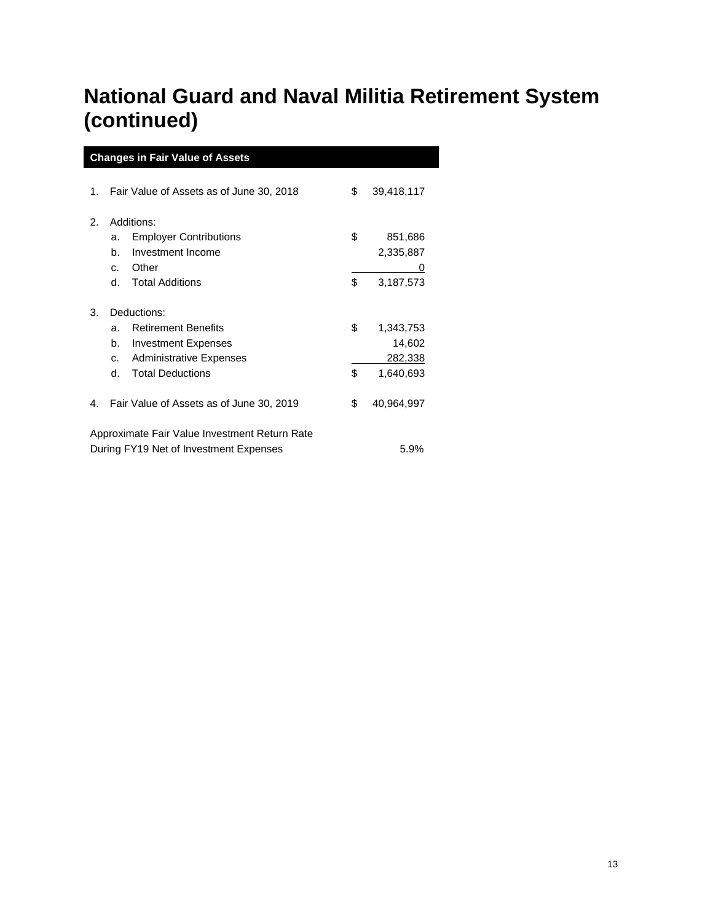# National Guard and Naval Militia Retirement System (continued)

| Changes in Fair Value of Assets | | | |
|---|---|---|---|
| 1. | Fair Value of Assets as of June 30, 2018 | $ | 39,418,117 |
| 2. | Additions: | | |
| | a. Employer Contributions | $ | 851,686 |
| | b. Investment Income | | 2,335,887 |
| | c. Other | | 0 |
| | d. Total Additions | $ | 3,187,573 |
| 3. | Deductions: | | |
| | a. Retirement Benefits | $ | 1,343,753 |
| | b. Investment Expenses | | 14,602 |
| | c. Administrative Expenses | | 282,338 |
| | d. Total Deductions | $ | 1,640,693 |
| 4. | Fair Value of Assets as of June 30, 2019 | $ | 40,964,997 |
| | Approximate Fair Value Investment Return Rate During FY19 Net of Investment Expenses | | 5.9% |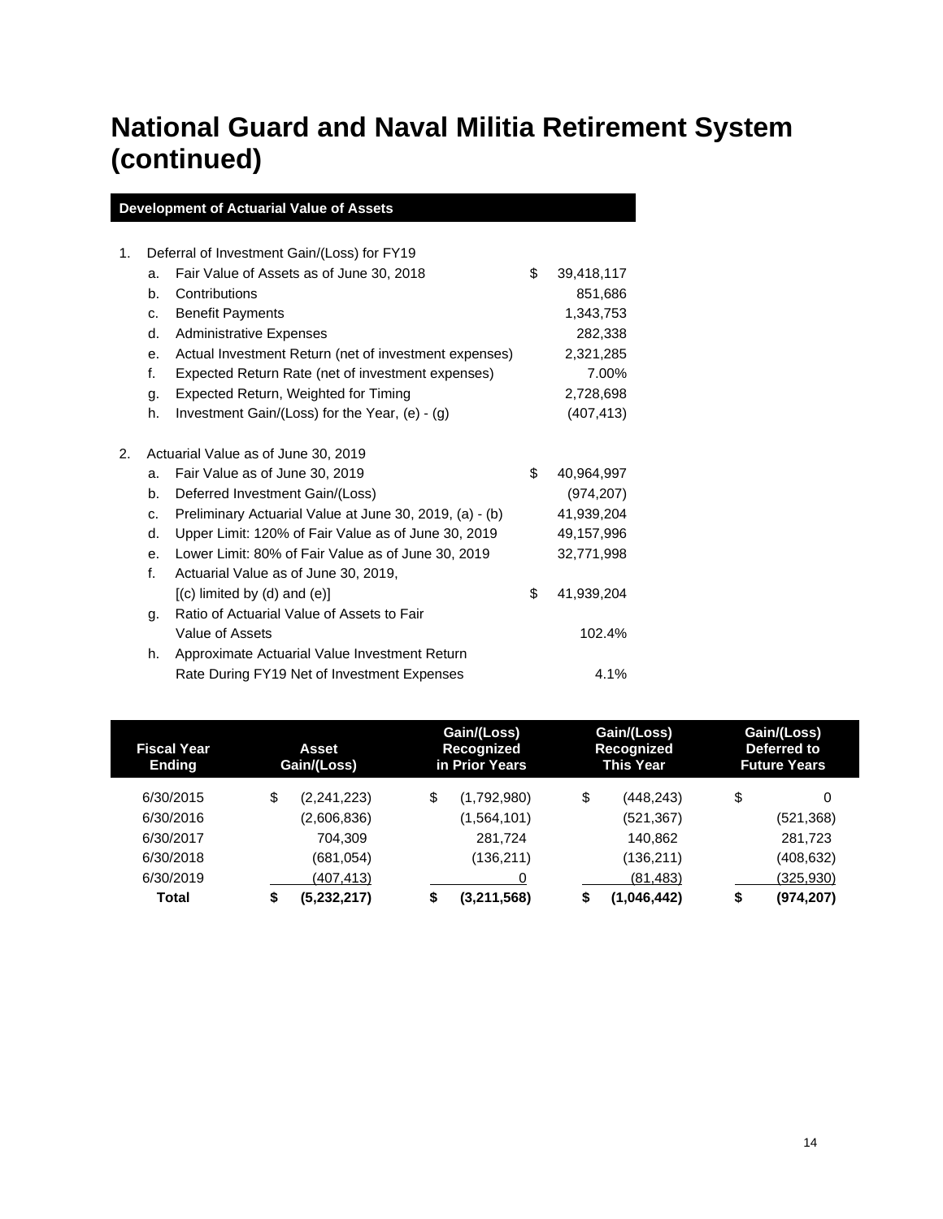# National Guard and Naval Militia Retirement System (continued)

## Development of Actuarial Value of Assets

| | | | |
|---|---|---|---|
| 1. | Deferral of Investment Gain/(Loss) for FY19 | | |
| | a. | Fair Value of Assets as of June 30, 2018 | $ 39,418,117 |
| | b. | Contributions | 851,686 |
| | c. | Benefit Payments | 1,343,753 |
| | d. | Administrative Expenses | 282,338 |
| | e. | Actual Investment Return (net of investment expenses) | 2,321,285 |
| | f. | Expected Return Rate (net of investment expenses) | 7.00% |
| | g. | Expected Return, Weighted for Timing | 2,728,698 |
| | h. | Investment Gain/(Loss) for the Year, (e) - (g) | (407,413) |
| 2. | Actuarial Value as of June 30, 2019 | | |
| | a. | Fair Value as of June 30, 2019 | $ 40,964,997 |
| | b. | Deferred Investment Gain/(Loss) | (974,207) |
| | c. | Preliminary Actuarial Value at June 30, 2019, (a) - (b) | 41,939,204 |
| | d. | Upper Limit: 120% of Fair Value as of June 30, 2019 | 49,157,996 |
| | e. | Lower Limit: 80% of Fair Value as of June 30, 2019 | 32,771,998 |
| | f. | Actuarial Value as of June 30, 2019, [(c) limited by (d) and (e)] | $ 41,939,204 |
| | g. | Ratio of Actuarial Value of Assets to Fair Value of Assets | 102.4% |
| | h. | Approximate Actuarial Value Investment Return Rate During FY19 Net of Investment Expenses | 4.1% |

| Fiscal Year Ending | Asset Gain/(Loss) | Gain/(Loss) Recognized in Prior Years | Gain/(Loss) Recognized This Year | Gain/(Loss) Deferred to Future Years |
|---|---|---|---|---|
| 6/30/2015 | $ (2,241,223) | $ (1,792,980) | $ (448,243) | $ 0 |
| 6/30/2016 | (2,606,836) | (1,564,101) | (521,367) | (521,368) |
| 6/30/2017 | 704,309 | 281,724 | 140,862 | 281,723 |
| 6/30/2018 | (681,054) | (136,211) | (136,211) | (408,632) |
| 6/30/2019 | (407,413) | 0 | (81,483) | (325,930) |
| **Total** | **$ (5,232,217)** | **$ (3,211,568)** | **$ (1,046,442)** | **$ (974,207)** |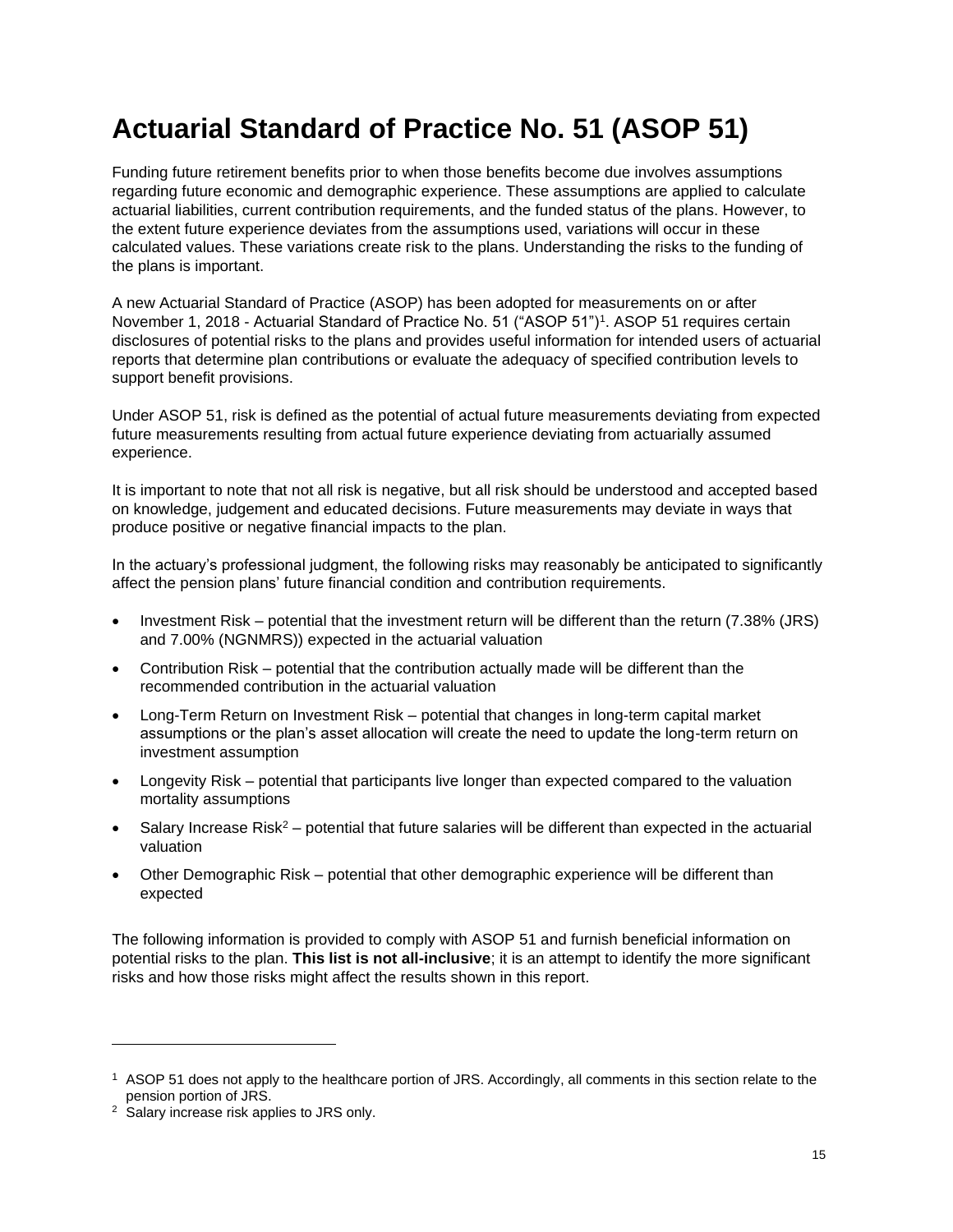# Actuarial Standard of Practice No. 51 (ASOP 51)

Funding future retirement benefits prior to when those benefits become due involves assumptions regarding future economic and demographic experience. These assumptions are applied to calculate actuarial liabilities, current contribution requirements, and the funded status of the plans. However, to the extent future experience deviates from the assumptions used, variations will occur in these calculated values. These variations create risk to the plans. Understanding the risks to the funding of the plans is important.

A new Actuarial Standard of Practice (ASOP) has been adopted for measurements on or after November 1, 2018 - Actuarial Standard of Practice No. 51 ("ASOP 51")[1]. ASOP 51 requires certain disclosures of potential risks to the plans and provides useful information for intended users of actuarial reports that determine plan contributions or evaluate the adequacy of specified contribution levels to support benefit provisions.

Under ASOP 51, risk is defined as the potential of actual future measurements deviating from expected future measurements resulting from actual future experience deviating from actuarially assumed experience.

It is important to note that not all risk is negative, but all risk should be understood and accepted based on knowledge, judgement and educated decisions. Future measurements may deviate in ways that produce positive or negative financial impacts to the plan.

In the actuary's professional judgment, the following risks may reasonably be anticipated to significantly affect the pension plans' future financial condition and contribution requirements.

- Investment Risk – potential that the investment return will be different than the return (7.38% (JRS) and 7.00% (NGNMRS)) expected in the actuarial valuation
- Contribution Risk – potential that the contribution actually made will be different than the recommended contribution in the actuarial valuation
- Long-Term Return on Investment Risk – potential that changes in long-term capital market assumptions or the plan's asset allocation will create the need to update the long-term return on investment assumption
- Longevity Risk – potential that participants live longer than expected compared to the valuation mortality assumptions
- Salary Increase Risk[2] – potential that future salaries will be different than expected in the actuarial valuation
- Other Demographic Risk – potential that other demographic experience will be different than expected

The following information is provided to comply with ASOP 51 and furnish beneficial information on potential risks to the plan. **This list is not all-inclusive**; it is an attempt to identify the more significant risks and how those risks might affect the results shown in this report.

---

[1] ASOP 51 does not apply to the healthcare portion of JRS. Accordingly, all comments in this section relate to the pension portion of JRS.

[2] Salary increase risk applies to JRS only.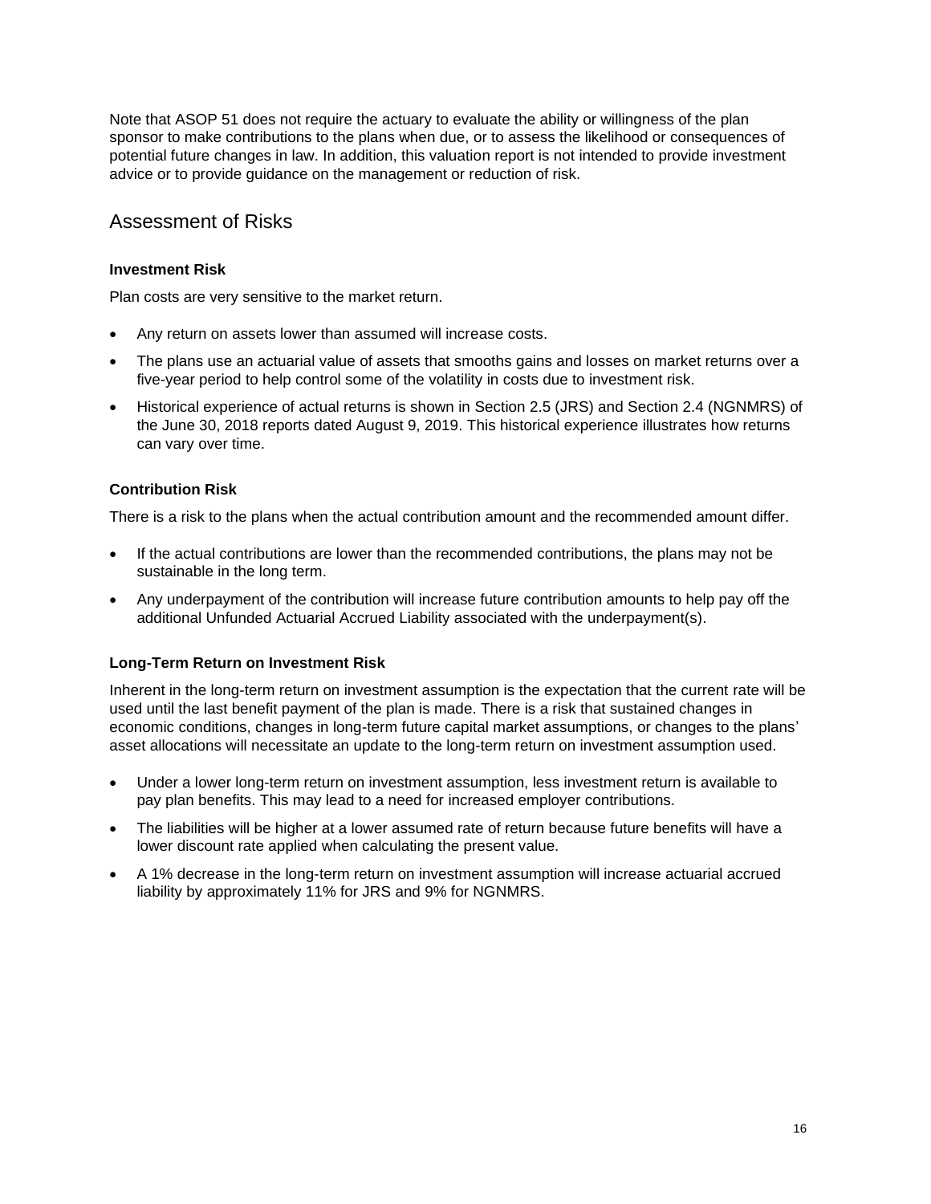Note that ASOP 51 does not require the actuary to evaluate the ability or willingness of the plan sponsor to make contributions to the plans when due, or to assess the likelihood or consequences of potential future changes in law. In addition, this valuation report is not intended to provide investment advice or to provide guidance on the management or reduction of risk.

## Assessment of Risks

**Investment Risk**

Plan costs are very sensitive to the market return.

- Any return on assets lower than assumed will increase costs.
- The plans use an actuarial value of assets that smooths gains and losses on market returns over a five-year period to help control some of the volatility in costs due to investment risk.
- Historical experience of actual returns is shown in Section 2.5 (JRS) and Section 2.4 (NGNMRS) of the June 30, 2018 reports dated August 9, 2019. This historical experience illustrates how returns can vary over time.

**Contribution Risk**

There is a risk to the plans when the actual contribution amount and the recommended amount differ.

- If the actual contributions are lower than the recommended contributions, the plans may not be sustainable in the long term.
- Any underpayment of the contribution will increase future contribution amounts to help pay off the additional Unfunded Actuarial Accrued Liability associated with the underpayment(s).

**Long-Term Return on Investment Risk**

Inherent in the long-term return on investment assumption is the expectation that the current rate will be used until the last benefit payment of the plan is made. There is a risk that sustained changes in economic conditions, changes in long-term future capital market assumptions, or changes to the plans' asset allocations will necessitate an update to the long-term return on investment assumption used.

- Under a lower long-term return on investment assumption, less investment return is available to pay plan benefits. This may lead to a need for increased employer contributions.
- The liabilities will be higher at a lower assumed rate of return because future benefits will have a lower discount rate applied when calculating the present value.
- A 1% decrease in the long-term return on investment assumption will increase actuarial accrued liability by approximately 11% for JRS and 9% for NGNMRS.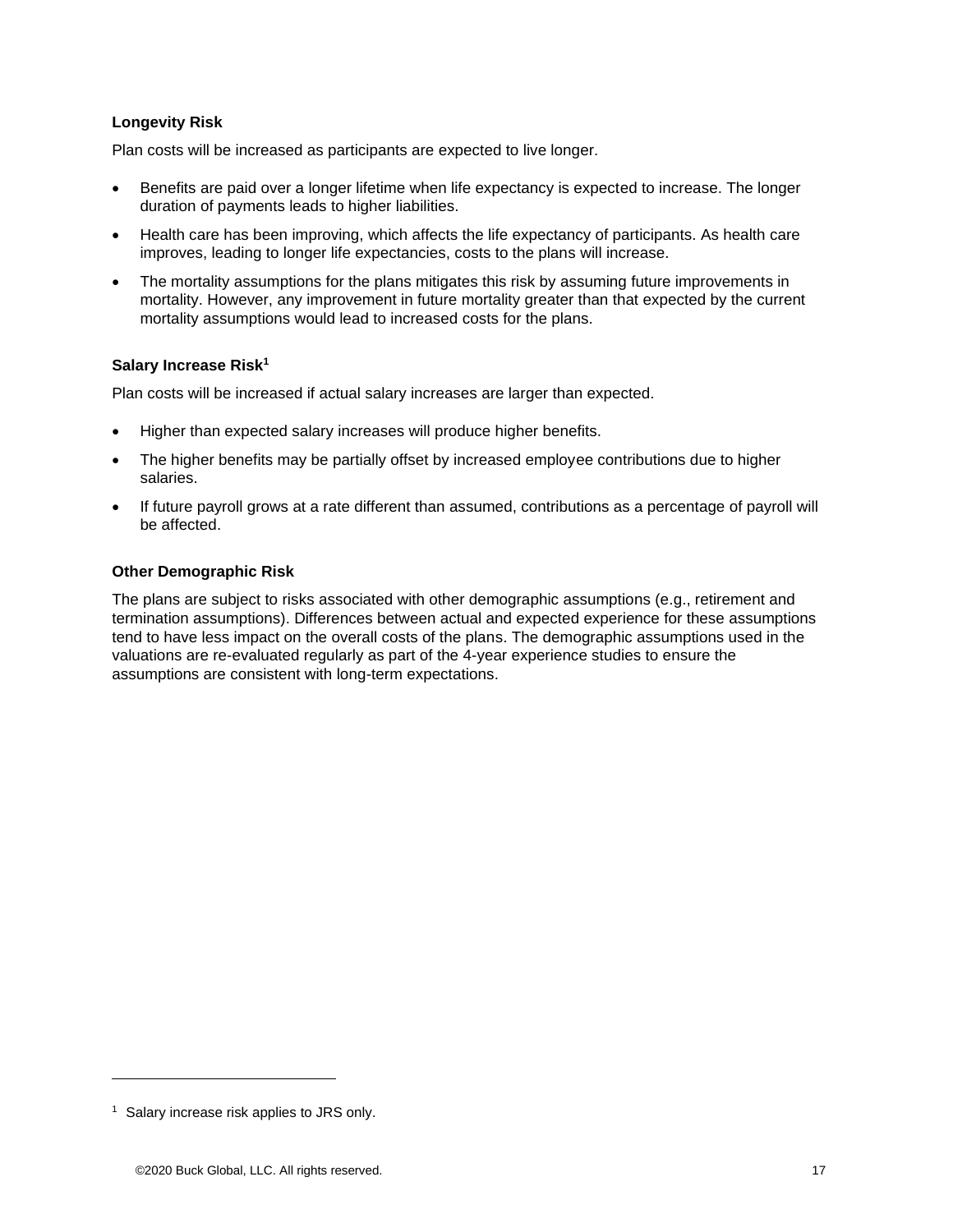### Longevity Risk

Plan costs will be increased as participants are expected to live longer.

- Benefits are paid over a longer lifetime when life expectancy is expected to increase. The longer duration of payments leads to higher liabilities.
- Health care has been improving, which affects the life expectancy of participants. As health care improves, leading to longer life expectancies, costs to the plans will increase.
- The mortality assumptions for the plans mitigates this risk by assuming future improvements in mortality. However, any improvement in future mortality greater than that expected by the current mortality assumptions would lead to increased costs for the plans.

### Salary Increase Risk[1]

Plan costs will be increased if actual salary increases are larger than expected.

- Higher than expected salary increases will produce higher benefits.
- The higher benefits may be partially offset by increased employee contributions due to higher salaries.
- If future payroll grows at a rate different than assumed, contributions as a percentage of payroll will be affected.

### Other Demographic Risk

The plans are subject to risks associated with other demographic assumptions (e.g., retirement and termination assumptions). Differences between actual and expected experience for these assumptions tend to have less impact on the overall costs of the plans. The demographic assumptions used in the valuations are re-evaluated regularly as part of the 4-year experience studies to ensure the assumptions are consistent with long-term expectations.

---

[1] Salary increase risk applies to JRS only.

©2020 Buck Global, LLC. All rights reserved.